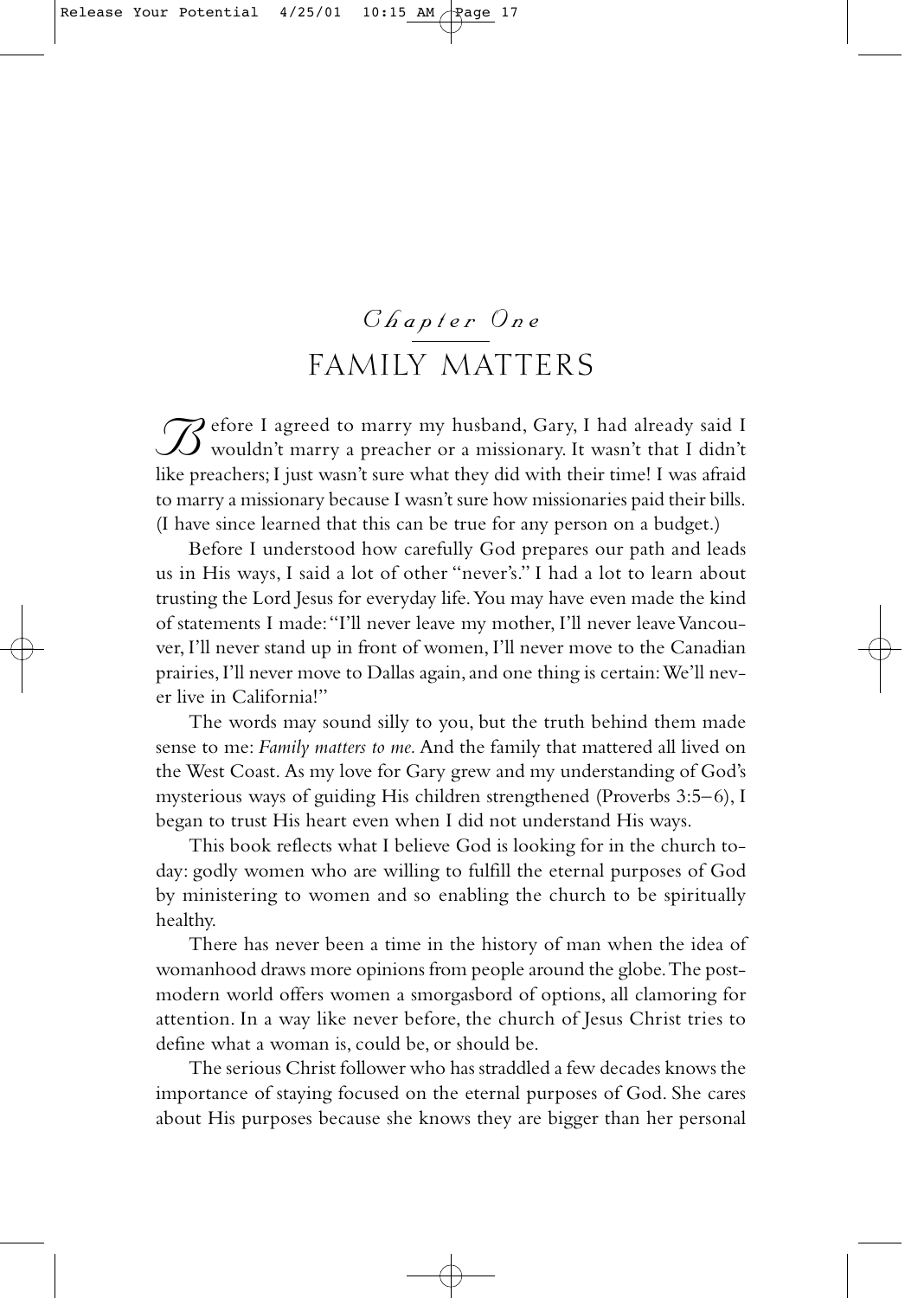# Chapter One

## FAMILY MATTERS

Before I agreed to marry my husband, Gary, I had already said I wouldn't marry a preacher or a missionary. It wasn't that I didn't like preachers; I just wasn't sure what they did with their time! I was afraid to marry a missionary because I wasn't sure how missionaries paid their bills. (I have since learned that this can be true for any person on a budget.)

Before I understood how carefully God prepares our path and leads us in His ways, I said a lot of other "never's." I had a lot to learn about trusting the Lord Jesus for everyday life. You may have even made the kind of statements I made: "I'll never leave my mother, I'll never leave Vancouver, I'll never stand up in front of women, I'll never move to the Canadian prairies, I'll never move to Dallas again, and one thing is certain: We'll never live in California!"

The words may sound silly to you, but the truth behind them made sense to me: *Family matters to me.* And the family that mattered all lived on the West Coast. As my love for Gary grew and my understanding of God's mysterious ways of guiding His children strengthened (Proverbs 3:5–6), I began to trust His heart even when I did not understand His ways.

This book reflects what I believe God is looking for in the church today: godly women who are willing to fulfill the eternal purposes of God by ministering to women and so enabling the church to be spiritually healthy.

There has never been a time in the history of man when the idea of womanhood draws more opinions from people around the globe. The postmodern world offers women a smorgasbord of options, all clamoring for attention. In a way like never before, the church of Jesus Christ tries to define what a woman is, could be, or should be.

The serious Christ follower who has straddled a few decades knows the importance of staying focused on the eternal purposes of God. She cares about His purposes because she knows they are bigger than her personal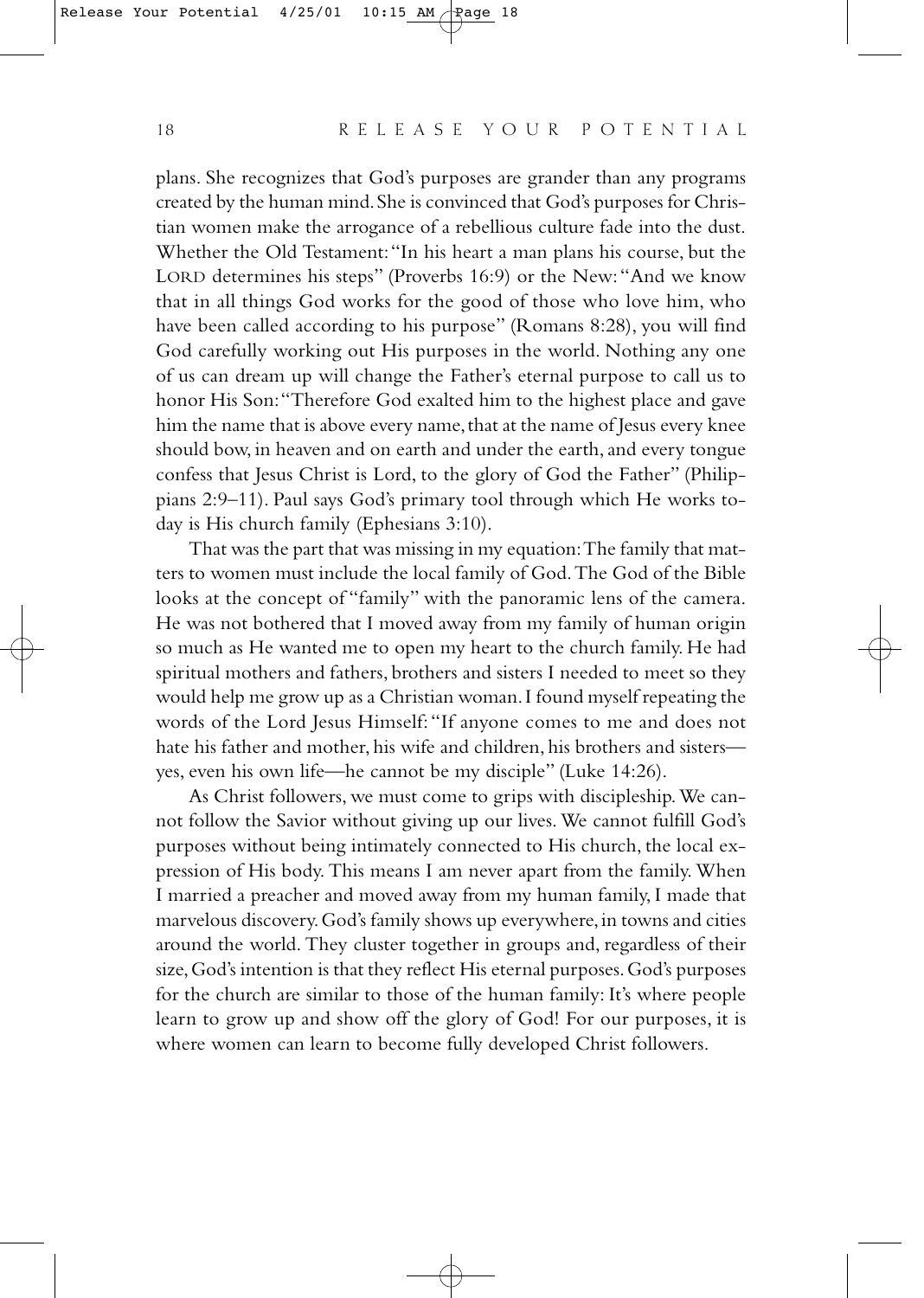plans. She recognizes that God's purposes are grander than any programs created by the human mind. She is convinced that God's purposes for Christian women make the arrogance of a rebellious culture fade into the dust. Whether the Old Testament: "In his heart a man plans his course, but the LORD determines his steps" (Proverbs 16:9) or the New: "And we know that in all things God works for the good of those who love him, who have been called according to his purpose" (Romans 8:28), you will find God carefully working out His purposes in the world. Nothing any one of us can dream up will change the Father's eternal purpose to call us to honor His Son: "Therefore God exalted him to the highest place and gave him the name that is above every name, that at the name of Jesus every knee should bow, in heaven and on earth and under the earth, and every tongue confess that Jesus Christ is Lord, to the glory of God the Father" (Philippians 2:9–11). Paul says God's primary tool through which He works today is His church family (Ephesians 3:10).

That was the part that was missing in my equation: The family that matters to women must include the local family of God. The God of the Bible looks at the concept of "family" with the panoramic lens of the camera. He was not bothered that I moved away from my family of human origin so much as He wanted me to open my heart to the church family. He had spiritual mothers and fathers, brothers and sisters I needed to meet so they would help me grow up as a Christian woman. I found myself repeating the words of the Lord Jesus Himself: "If anyone comes to me and does not hate his father and mother, his wife and children, his brothers and sisters—yes, even his own life—he cannot be my disciple" (Luke 14:26).

As Christ followers, we must come to grips with discipleship. We cannot follow the Savior without giving up our lives. We cannot fulfill God's purposes without being intimately connected to His church, the local expression of His body. This means I am never apart from the family. When I married a preacher and moved away from my human family, I made that marvelous discovery. God's family shows up everywhere, in towns and cities around the world. They cluster together in groups and, regardless of their size, God's intention is that they reflect His eternal purposes. God's purposes for the church are similar to those of the human family: It's where people learn to grow up and show off the glory of God! For our purposes, it is where women can learn to become fully developed Christ followers.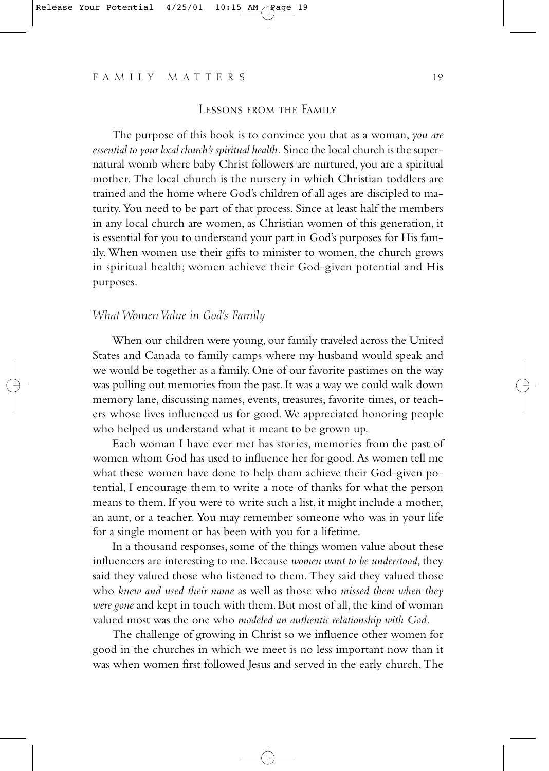## Lessons from the Family

The purpose of this book is to convince you that as a woman, *you are essential to your local church's spiritual health.* Since the local church is the supernatural womb where baby Christ followers are nurtured, you are a spiritual mother. The local church is the nursery in which Christian toddlers are trained and the home where God's children of all ages are discipled to maturity. You need to be part of that process. Since at least half the members in any local church are women, as Christian women of this generation, it is essential for you to understand your part in God's purposes for His family. When women use their gifts to minister to women, the church grows in spiritual health; women achieve their God-given potential and His purposes.

### *What Women Value in God's Family*

When our children were young, our family traveled across the United States and Canada to family camps where my husband would speak and we would be together as a family. One of our favorite pastimes on the way was pulling out memories from the past. It was a way we could walk down memory lane, discussing names, events, treasures, favorite times, or teachers whose lives influenced us for good. We appreciated honoring people who helped us understand what it meant to be grown up.

Each woman I have ever met has stories, memories from the past of women whom God has used to influence her for good. As women tell me what these women have done to help them achieve their God-given potential, I encourage them to write a note of thanks for what the person means to them. If you were to write such a list, it might include a mother, an aunt, or a teacher. You may remember someone who was in your life for a single moment or has been with you for a lifetime.

In a thousand responses, some of the things women value about these influencers are interesting to me. Because *women want to be understood,* they said they valued those who listened to them. They said they valued those who *knew and used their name* as well as those who *missed them when they were gone* and kept in touch with them. But most of all, the kind of woman valued most was the one who *modeled an authentic relationship with God.*

The challenge of growing in Christ so we influence other women for good in the churches in which we meet is no less important now than it was when women first followed Jesus and served in the early church. The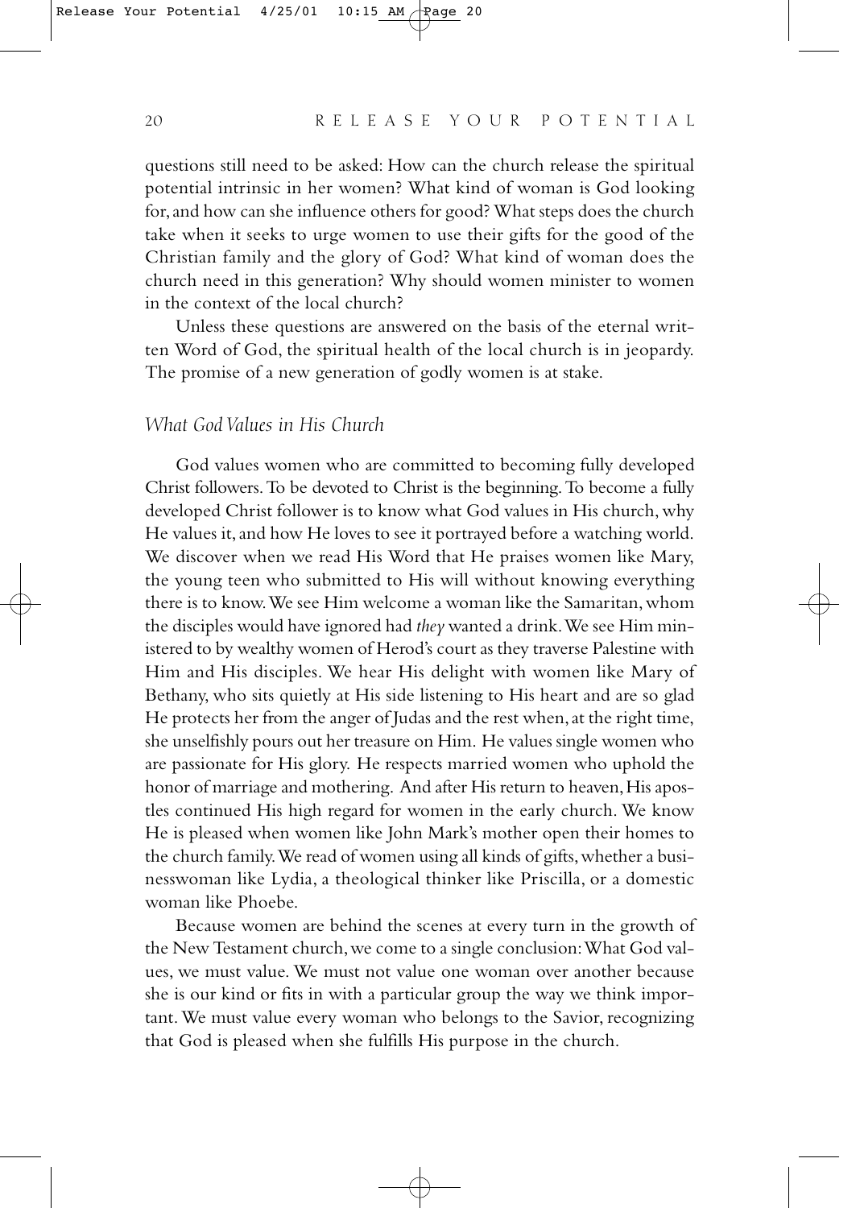questions still need to be asked: How can the church release the spiritual potential intrinsic in her women? What kind of woman is God looking for, and how can she influence others for good? What steps does the church take when it seeks to urge women to use their gifts for the good of the Christian family and the glory of God? What kind of woman does the church need in this generation? Why should women minister to women in the context of the local church?

Unless these questions are answered on the basis of the eternal written Word of God, the spiritual health of the local church is in jeopardy. The promise of a new generation of godly women is at stake.

### *What God Values in His Church*

God values women who are committed to becoming fully developed Christ followers. To be devoted to Christ is the beginning. To become a fully developed Christ follower is to know what God values in His church, why He values it, and how He loves to see it portrayed before a watching world. We discover when we read His Word that He praises women like Mary, the young teen who submitted to His will without knowing everything there is to know. We see Him welcome a woman like the Samaritan, whom the disciples would have ignored had *they* wanted a drink. We see Him ministered to by wealthy women of Herod's court as they traverse Palestine with Him and His disciples. We hear His delight with women like Mary of Bethany, who sits quietly at His side listening to His heart and are so glad He protects her from the anger of Judas and the rest when, at the right time, she unselfishly pours out her treasure on Him. He values single women who are passionate for His glory. He respects married women who uphold the honor of marriage and mothering. And after His return to heaven, His apostles continued His high regard for women in the early church. We know He is pleased when women like John Mark's mother open their homes to the church family. We read of women using all kinds of gifts, whether a businesswoman like Lydia, a theological thinker like Priscilla, or a domestic woman like Phoebe.

Because women are behind the scenes at every turn in the growth of the New Testament church, we come to a single conclusion: What God values, we must value. We must not value one woman over another because she is our kind or fits in with a particular group the way we think important. We must value every woman who belongs to the Savior, recognizing that God is pleased when she fulfills His purpose in the church.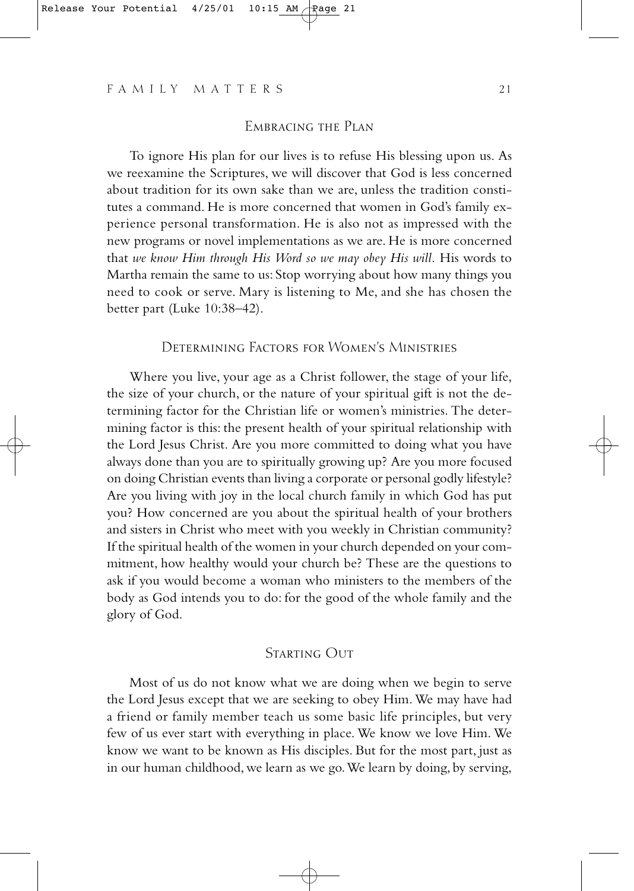## Embracing the Plan

To ignore His plan for our lives is to refuse His blessing upon us. As we reexamine the Scriptures, we will discover that God is less concerned about tradition for its own sake than we are, unless the tradition constitutes a command. He is more concerned that women in God's family experience personal transformation. He is also not as impressed with the new programs or novel implementations as we are. He is more concerned that *we know Him through His Word so we may obey His will.* His words to Martha remain the same to us: Stop worrying about how many things you need to cook or serve. Mary is listening to Me, and she has chosen the better part (Luke 10:38–42).

## Determining Factors for Women's Ministries

Where you live, your age as a Christ follower, the stage of your life, the size of your church, or the nature of your spiritual gift is not the determining factor for the Christian life or women's ministries. The determining factor is this: the present health of your spiritual relationship with the Lord Jesus Christ. Are you more committed to doing what you have always done than you are to spiritually growing up? Are you more focused on doing Christian events than living a corporate or personal godly lifestyle? Are you living with joy in the local church family in which God has put you? How concerned are you about the spiritual health of your brothers and sisters in Christ who meet with you weekly in Christian community? If the spiritual health of the women in your church depended on your commitment, how healthy would your church be? These are the questions to ask if you would become a woman who ministers to the members of the body as God intends you to do: for the good of the whole family and the glory of God.

## Starting Out

Most of us do not know what we are doing when we begin to serve the Lord Jesus except that we are seeking to obey Him. We may have had a friend or family member teach us some basic life principles, but very few of us ever start with everything in place. We know we love Him. We know we want to be known as His disciples. But for the most part, just as in our human childhood, we learn as we go. We learn by doing, by serving,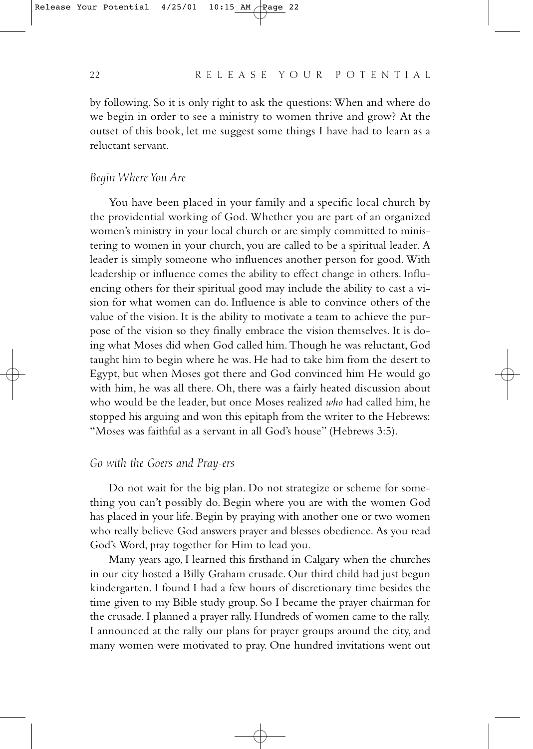by following. So it is only right to ask the questions: When and where do we begin in order to see a ministry to women thrive and grow? At the outset of this book, let me suggest some things I have had to learn as a reluctant servant.

### *Begin Where You Are*

You have been placed in your family and a specific local church by the providential working of God. Whether you are part of an organized women's ministry in your local church or are simply committed to ministering to women in your church, you are called to be a spiritual leader. A leader is simply someone who influences another person for good. With leadership or influence comes the ability to effect change in others. Influencing others for their spiritual good may include the ability to cast a vision for what women can do. Influence is able to convince others of the value of the vision. It is the ability to motivate a team to achieve the purpose of the vision so they finally embrace the vision themselves. It is doing what Moses did when God called him. Though he was reluctant, God taught him to begin where he was. He had to take him from the desert to Egypt, but when Moses got there and God convinced him He would go with him, he was all there. Oh, there was a fairly heated discussion about who would be the leader, but once Moses realized *who* had called him, he stopped his arguing and won this epitaph from the writer to the Hebrews: "Moses was faithful as a servant in all God's house" (Hebrews 3:5).

### *Go with the Goers and Pray-ers*

Do not wait for the big plan. Do not strategize or scheme for something you can't possibly do. Begin where you are with the women God has placed in your life. Begin by praying with another one or two women who really believe God answers prayer and blesses obedience. As you read God's Word, pray together for Him to lead you.

Many years ago, I learned this firsthand in Calgary when the churches in our city hosted a Billy Graham crusade. Our third child had just begun kindergarten. I found I had a few hours of discretionary time besides the time given to my Bible study group. So I became the prayer chairman for the crusade. I planned a prayer rally. Hundreds of women came to the rally. I announced at the rally our plans for prayer groups around the city, and many women were motivated to pray. One hundred invitations went out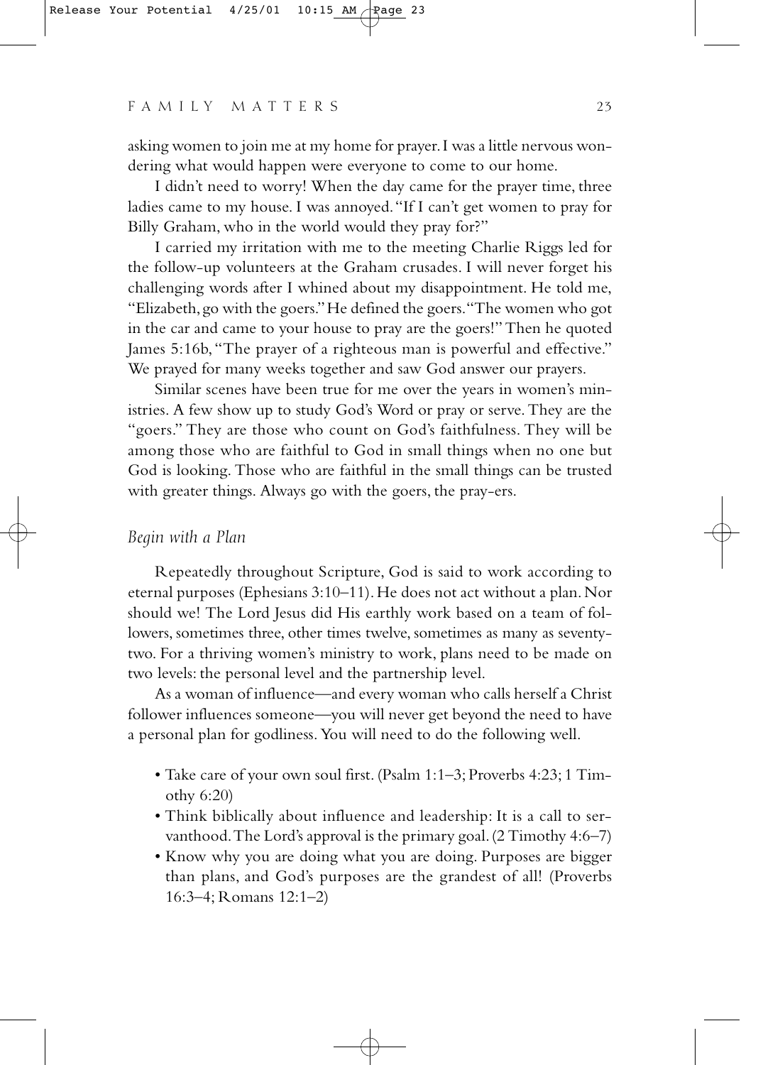asking women to join me at my home for prayer. I was a little nervous wondering what would happen were everyone to come to our home.

I didn't need to worry! When the day came for the prayer time, three ladies came to my house. I was annoyed. "If I can't get women to pray for Billy Graham, who in the world would they pray for?"

I carried my irritation with me to the meeting Charlie Riggs led for the follow-up volunteers at the Graham crusades. I will never forget his challenging words after I whined about my disappointment. He told me, "Elizabeth, go with the goers." He defined the goers. "The women who got in the car and came to your house to pray are the goers!" Then he quoted James 5:16b, "The prayer of a righteous man is powerful and effective." We prayed for many weeks together and saw God answer our prayers.

Similar scenes have been true for me over the years in women's ministries. A few show up to study God's Word or pray or serve. They are the "goers." They are those who count on God's faithfulness. They will be among those who are faithful to God in small things when no one but God is looking. Those who are faithful in the small things can be trusted with greater things. Always go with the goers, the pray-ers.

### *Begin with a Plan*

Repeatedly throughout Scripture, God is said to work according to eternal purposes (Ephesians 3:10–11). He does not act without a plan. Nor should we! The Lord Jesus did His earthly work based on a team of followers, sometimes three, other times twelve, sometimes as many as seventy-two. For a thriving women's ministry to work, plans need to be made on two levels: the personal level and the partnership level.

As a woman of influence—and every woman who calls herself a Christ follower influences someone—you will never get beyond the need to have a personal plan for godliness. You will need to do the following well.

- Take care of your own soul first. (Psalm 1:1–3; Proverbs 4:23; 1 Timothy 6:20)
- Think biblically about influence and leadership: It is a call to servanthood. The Lord's approval is the primary goal. (2 Timothy 4:6–7)
- Know why you are doing what you are doing. Purposes are bigger than plans, and God's purposes are the grandest of all! (Proverbs 16:3–4; Romans 12:1–2)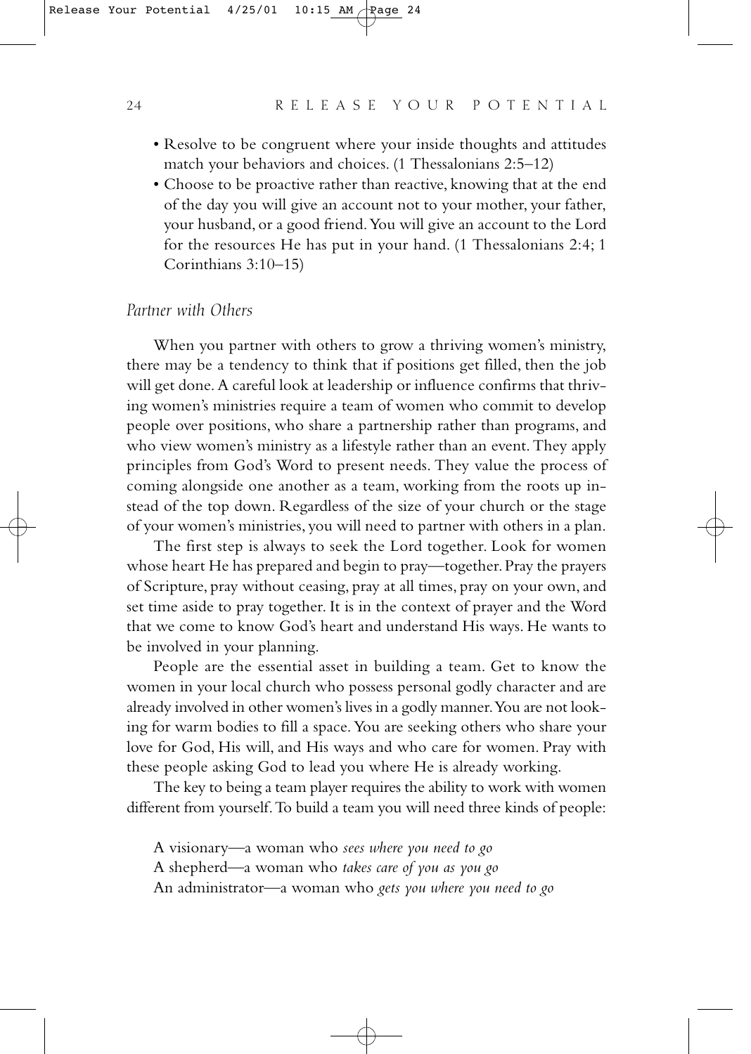- Resolve to be congruent where your inside thoughts and attitudes match your behaviors and choices. (1 Thessalonians 2:5–12)
- Choose to be proactive rather than reactive, knowing that at the end of the day you will give an account not to your mother, your father, your husband, or a good friend. You will give an account to the Lord for the resources He has put in your hand. (1 Thessalonians 2:4; 1 Corinthians 3:10–15)

### *Partner with Others*

When you partner with others to grow a thriving women's ministry, there may be a tendency to think that if positions get filled, then the job will get done. A careful look at leadership or influence confirms that thriving women's ministries require a team of women who commit to develop people over positions, who share a partnership rather than programs, and who view women's ministry as a lifestyle rather than an event. They apply principles from God's Word to present needs. They value the process of coming alongside one another as a team, working from the roots up instead of the top down. Regardless of the size of your church or the stage of your women's ministries, you will need to partner with others in a plan.

The first step is always to seek the Lord together. Look for women whose heart He has prepared and begin to pray—together. Pray the prayers of Scripture, pray without ceasing, pray at all times, pray on your own, and set time aside to pray together. It is in the context of prayer and the Word that we come to know God's heart and understand His ways. He wants to be involved in your planning.

People are the essential asset in building a team. Get to know the women in your local church who possess personal godly character and are already involved in other women's lives in a godly manner. You are not looking for warm bodies to fill a space. You are seeking others who share your love for God, His will, and His ways and who care for women. Pray with these people asking God to lead you where He is already working.

The key to being a team player requires the ability to work with women different from yourself. To build a team you will need three kinds of people:

A visionary—a woman who *sees where you need to go*
A shepherd—a woman who *takes care of you as you go*
An administrator—a woman who *gets you where you need to go*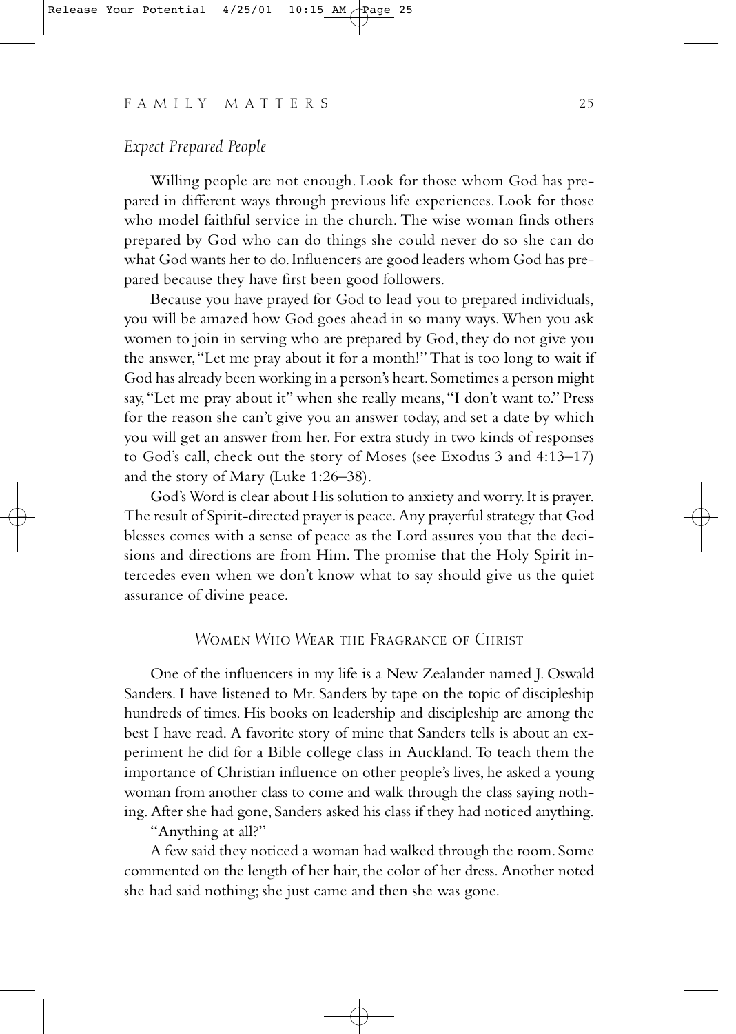### *Expect Prepared People*

Willing people are not enough. Look for those whom God has prepared in different ways through previous life experiences. Look for those who model faithful service in the church. The wise woman finds others prepared by God who can do things she could never do so she can do what God wants her to do. Influencers are good leaders whom God has prepared because they have first been good followers.

Because you have prayed for God to lead you to prepared individuals, you will be amazed how God goes ahead in so many ways. When you ask women to join in serving who are prepared by God, they do not give you the answer, "Let me pray about it for a month!" That is too long to wait if God has already been working in a person's heart. Sometimes a person might say, "Let me pray about it" when she really means, "I don't want to." Press for the reason she can't give you an answer today, and set a date by which you will get an answer from her. For extra study in two kinds of responses to God's call, check out the story of Moses (see Exodus 3 and 4:13–17) and the story of Mary (Luke 1:26–38).

God's Word is clear about His solution to anxiety and worry. It is prayer. The result of Spirit-directed prayer is peace. Any prayerful strategy that God blesses comes with a sense of peace as the Lord assures you that the decisions and directions are from Him. The promise that the Holy Spirit intercedes even when we don't know what to say should give us the quiet assurance of divine peace.

## *Women Who Wear the Fragrance of Christ*

One of the influencers in my life is a New Zealander named J. Oswald Sanders. I have listened to Mr. Sanders by tape on the topic of discipleship hundreds of times. His books on leadership and discipleship are among the best I have read. A favorite story of mine that Sanders tells is about an experiment he did for a Bible college class in Auckland. To teach them the importance of Christian influence on other people's lives, he asked a young woman from another class to come and walk through the class saying nothing. After she had gone, Sanders asked his class if they had noticed anything. "Anything at all?"

A few said they noticed a woman had walked through the room. Some commented on the length of her hair, the color of her dress. Another noted she had said nothing; she just came and then she was gone.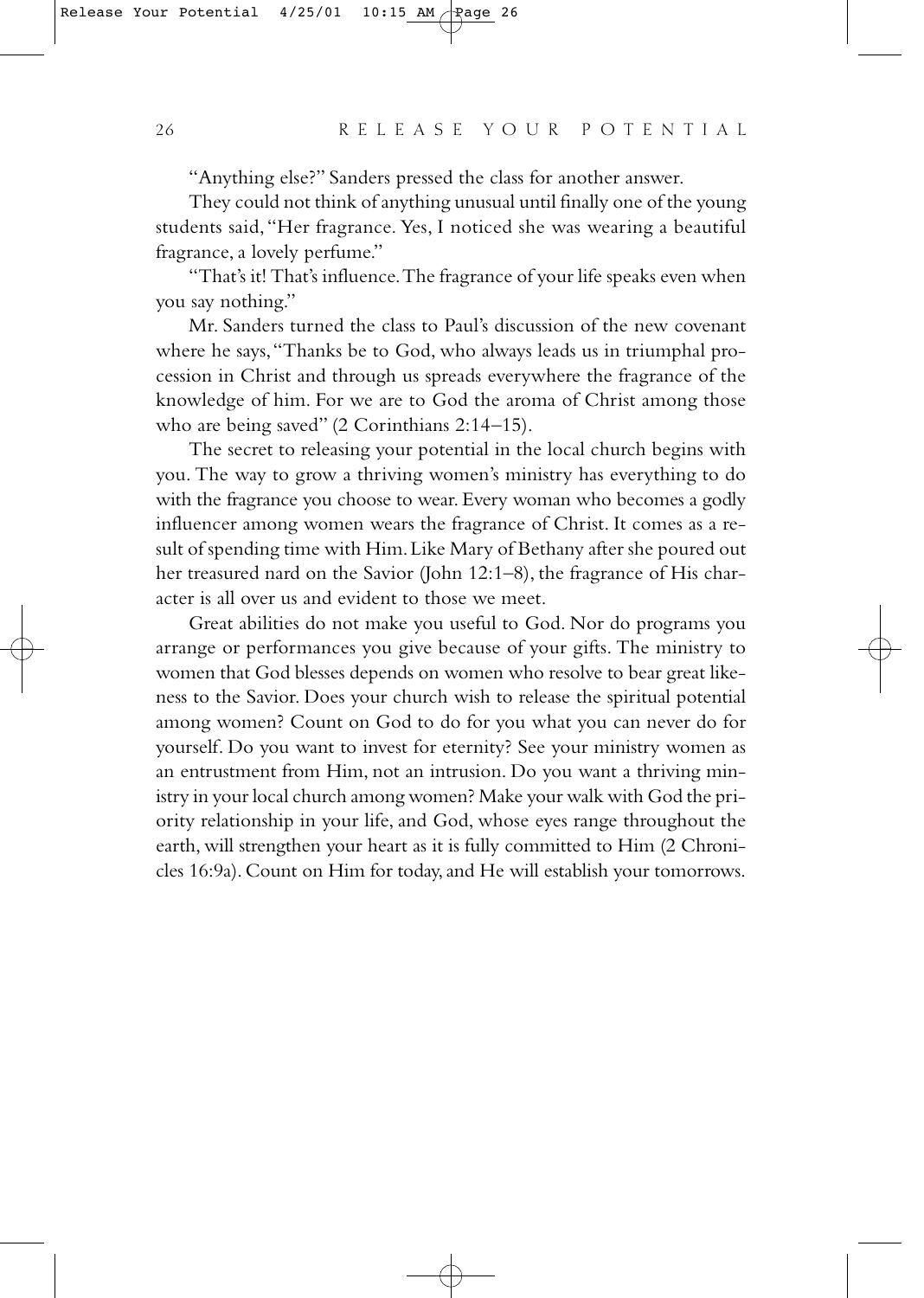"Anything else?" Sanders pressed the class for another answer.

They could not think of anything unusual until finally one of the young students said, "Her fragrance. Yes, I noticed she was wearing a beautiful fragrance, a lovely perfume."

"That's it! That's influence. The fragrance of your life speaks even when you say nothing."

Mr. Sanders turned the class to Paul's discussion of the new covenant where he says, "Thanks be to God, who always leads us in triumphal procession in Christ and through us spreads everywhere the fragrance of the knowledge of him. For we are to God the aroma of Christ among those who are being saved" (2 Corinthians 2:14–15).

The secret to releasing your potential in the local church begins with you. The way to grow a thriving women's ministry has everything to do with the fragrance you choose to wear. Every woman who becomes a godly influencer among women wears the fragrance of Christ. It comes as a result of spending time with Him. Like Mary of Bethany after she poured out her treasured nard on the Savior (John 12:1–8), the fragrance of His character is all over us and evident to those we meet.

Great abilities do not make you useful to God. Nor do programs you arrange or performances you give because of your gifts. The ministry to women that God blesses depends on women who resolve to bear great likeness to the Savior. Does your church wish to release the spiritual potential among women? Count on God to do for you what you can never do for yourself. Do you want to invest for eternity? See your ministry women as an entrustment from Him, not an intrusion. Do you want a thriving ministry in your local church among women? Make your walk with God the priority relationship in your life, and God, whose eyes range throughout the earth, will strengthen your heart as it is fully committed to Him (2 Chronicles 16:9a). Count on Him for today, and He will establish your tomorrows.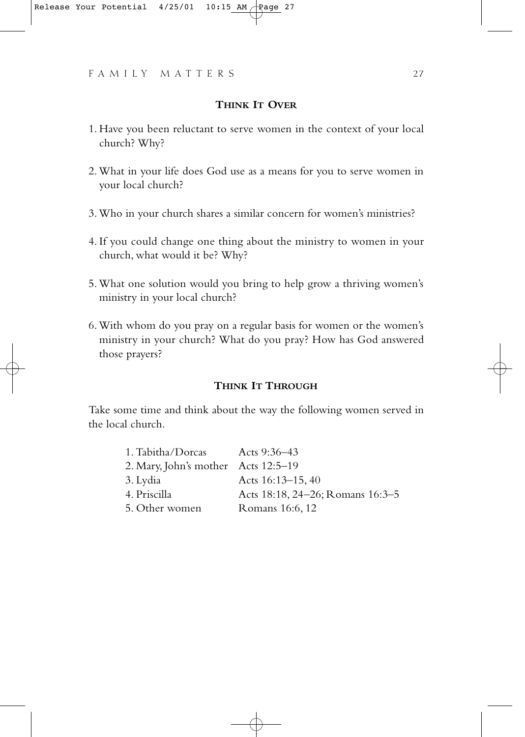## THINK IT OVER

1. Have you been reluctant to serve women in the context of your local church? Why?
2. What in your life does God use as a means for you to serve women in your local church?
3. Who in your church shares a similar concern for women's ministries?
4. If you could change one thing about the ministry to women in your church, what would it be? Why?
5. What one solution would you bring to help grow a thriving women's ministry in your local church?
6. With whom do you pray on a regular basis for women or the women's ministry in your church? What do you pray? How has God answered those prayers?

## THINK IT THROUGH

Take some time and think about the way the following women served in the local church.

| | |
|---|---|
| 1. Tabitha/Dorcas | Acts 9:36–43 |
| 2. Mary, John's mother | Acts 12:5–19 |
| 3. Lydia | Acts 16:13–15, 40 |
| 4. Priscilla | Acts 18:18, 24–26; Romans 16:3–5 |
| 5. Other women | Romans 16:6, 12 |